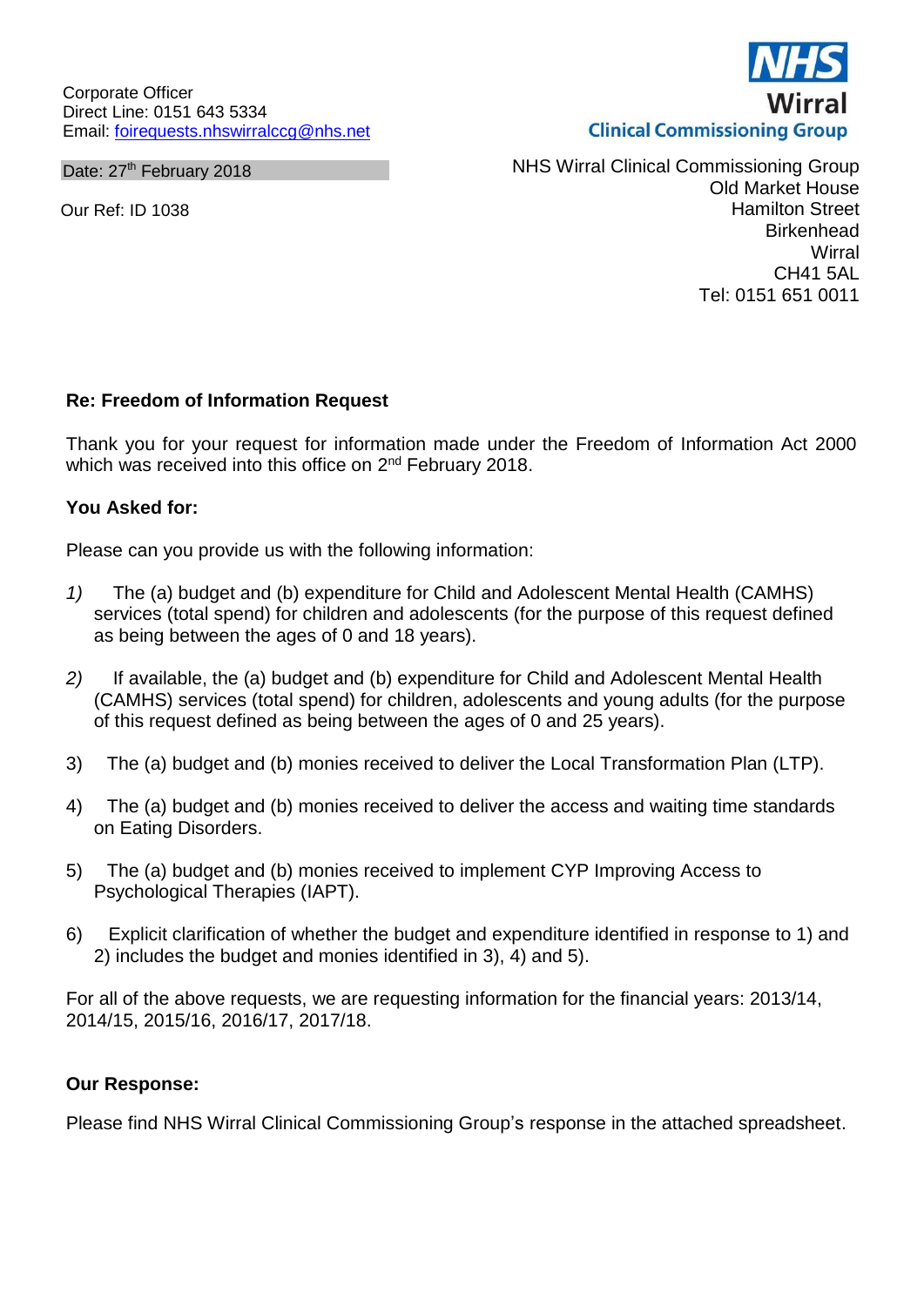Corporate Officer
Direct Line: 0151 643 5334
Email: foirequests.nhswirralccg@nhs.net

Date: 27th February 2018

Our Ref: ID 1038

NHS Wirral Clinical Commissioning Group

NHS Wirral Clinical Commissioning Group
Old Market House
Hamilton Street
Birkenhead
Wirral
CH41 5AL
Tel: 0151 651 0011

**Re: Freedom of Information Request**

Thank you for your request for information made under the Freedom of Information Act 2000 which was received into this office on 2nd February 2018.

**You Asked for:**

Please can you provide us with the following information:

1) The (a) budget and (b) expenditure for Child and Adolescent Mental Health (CAMHS) services (total spend) for children and adolescents (for the purpose of this request defined as being between the ages of 0 and 18 years).

2) If available, the (a) budget and (b) expenditure for Child and Adolescent Mental Health (CAMHS) services (total spend) for children, adolescents and young adults (for the purpose of this request defined as being between the ages of 0 and 25 years).

3) The (a) budget and (b) monies received to deliver the Local Transformation Plan (LTP).

4) The (a) budget and (b) monies received to deliver the access and waiting time standards on Eating Disorders.

5) The (a) budget and (b) monies received to implement CYP Improving Access to Psychological Therapies (IAPT).

6) Explicit clarification of whether the budget and expenditure identified in response to 1) and 2) includes the budget and monies identified in 3), 4) and 5).

For all of the above requests, we are requesting information for the financial years: 2013/14, 2014/15, 2015/16, 2016/17, 2017/18.

**Our Response:**

Please find NHS Wirral Clinical Commissioning Group's response in the attached spreadsheet.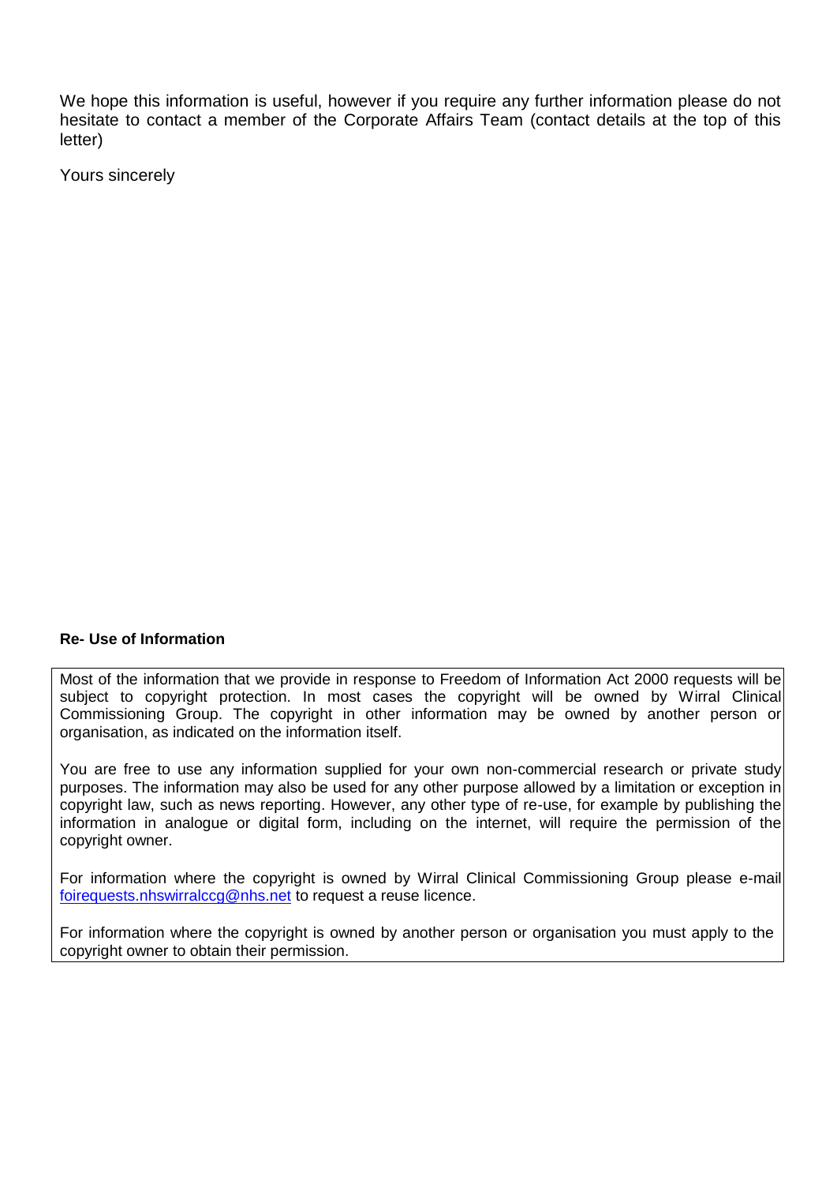We hope this information is useful, however if you require any further information please do not hesitate to contact a member of the Corporate Affairs Team (contact details at the top of this letter)

Yours sincerely

**Re- Use of Information**

Most of the information that we provide in response to Freedom of Information Act 2000 requests will be subject to copyright protection. In most cases the copyright will be owned by Wirral Clinical Commissioning Group. The copyright in other information may be owned by another person or organisation, as indicated on the information itself.

You are free to use any information supplied for your own non-commercial research or private study purposes. The information may also be used for any other purpose allowed by a limitation or exception in copyright law, such as news reporting. However, any other type of re-use, for example by publishing the information in analogue or digital form, including on the internet, will require the permission of the copyright owner.

For information where the copyright is owned by Wirral Clinical Commissioning Group please e-mail foirequests.nhswirralccg@nhs.net to request a reuse licence.

For information where the copyright is owned by another person or organisation you must apply to the copyright owner to obtain their permission.